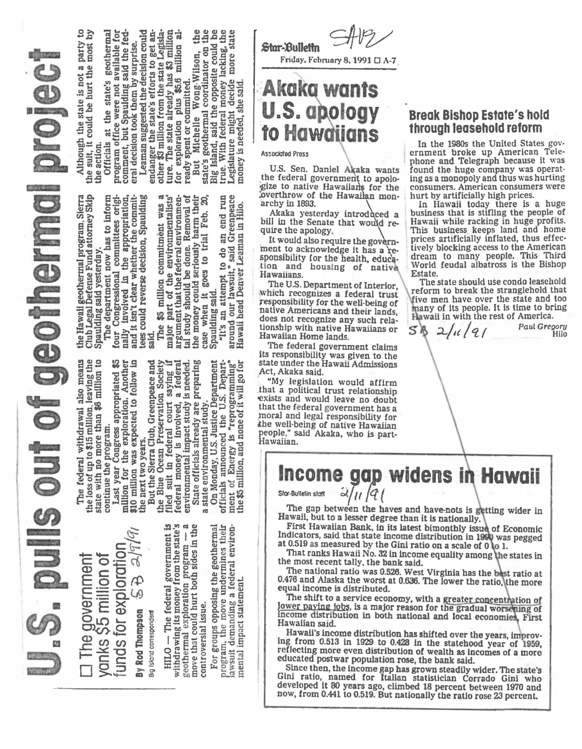# U.S. pulls out of geothermal project

**The government yanks $5 million of funds for exploration** SB 2/9/91

By Rod Thompson
Big Island correspondent

HILO — The federal government is withdrawing its money from the state's geothermal exploration program — a move that could hurt both sides in the controversial issue.

For groups opposing the geothermal program, the move undermines their lawsuit demanding a federal environmental impact statement.

The federal withdrawal also means the loss of up to $15 million, leaving the state with no more than $6 million to continue the program.

Last year Congress appropriated $5 million for the exploration. Another $10 million was expected to follow in the next two years.

But the Sierra Club, Greenpeace and the Blue Ocean Preservation Society filed suit in federal court saying if federal money is involved, a federal environmental impact study is needed.

State officials already are preparing a state environmental study.

On Monday, U.S. Justice Department officials announced the U.S. Department of Energy is "reprogramming" the $5 million, and none of it will go for the Hawaii geothermal program, Sierra Club Legal Defense Fund attorney Skip Spaulding said yesterday.

The department now has to inform four Congressional committees originally involved in the appropriation, and it isn't clear whether the committees could reverse decision, Spaulding said.

The $5 million commitment was a major part of the environmentalists' argument that the federal environmental study should be done. Removal of the money could seriously harm their case when it goes to trial Feb. 20, Spaulding said.

"It's an attempt to do an end run around our lawsuit," said Greenpeace Hawaii head Denver Leaman in Hilo.

Although the state is not a party to the suit, it could be hurt the most by the action.

Officials at the state's geothermal program office were not available for comment, but Spaulding said the federal decision took them by surprise.

Leaman suggested the decision could endanger the state's efforts to get another $3 million from the state Legislature. The state already has $3 million for exploration plus $5.6 million already spent or committed.

But Michelle Wong-Wilson, the state's geothermal coordinator on the Big Island, said the opposite could be true. With federal money lacking, the Legislature might decide more state money is needed, she said.

---

Star-Bulletin SHB
Friday, February 8, 1991 A-7

# Akaka wants U.S. apology to Hawaiians

Associated Press

U.S. Sen. Daniel Akaka wants the federal government to apologize to native Hawaiians for the overthrow of the Hawaiian monarchy in 1893.

Akaka yesterday introduced a bill in the Senate that would require the apology.

It would also require the government to acknowledge it has a responsibility for the health, education and housing of native Hawaiians.

The U.S. Department of Interior, which recognizes a federal trust responsibility for the well-being of native Americans and their lands, does not recognize any such relationship with native Hawaiians or Hawaiian Home lands.

The federal government claims its responsibility was given to the state under the Hawaii Admissions Act, Akaka said.

"My legislation would affirm that a political trust relationship exists and would leave no doubt that the federal government has a moral and legal responsibility for the well-being of native Hawaiian people," said Akaka, who is part-Hawaiian.

---

## Break Bishop Estate's hold through leasehold reform

In the 1980s the United States government broke up American Telephone and Telegraph because it was found the huge company was operating as a monopoly and thus was hurting consumers. American consumers were hurt by artificially high prices.

In Hawaii today there is a huge business that is stifling the people of Hawaii while racking in huge profits. This business keeps land and home prices artificially inflated, thus effectively blocking access to the American dream to many people. This Third World feudal albatross is the Bishop Estate.

The state should use condo leasehold reform to break the stranglehold that five men have over the state and too many of its people. It is time to bring Hawaii in with the rest of America.

SB 2/11/91

Paul Gregory
Hilo

---

# Income gap widens in Hawaii

Star-Bulletin staff 2/11/91

The gap between the haves and have-nots is getting wider in Hawaii, but to a lesser degree than it is nationally.

First Hawaiian Bank, in its latest bimonthly issue of Economic Indicators, said that state income distribution in 1990 was pegged at 0.519 as measured by the Gini ratio on a scale of 0 to 1.

That ranks Hawaii No. 32 in income equality among the states in the most recent tally, the bank said.

The national ratio was 0.526. West Virginia has the best ratio at 0.476 and Alaska the worst at 0.636. The lower the ratio, the more equal income is distributed.

The shift to a service economy, with a greater concentration of lower paying jobs, is a major reason for the gradual worsening of income distribution in both national and local economies, First Hawaiian said.

Hawaii's income distribution has shifted over the years, improving from 0.513 in 1929 to 0.428 in the statehood year of 1959, reflecting more even distribution of wealth as incomes of a more educated postwar population rose, the bank said.

Since then, the income gap has grown steadily wider. The state's Gini ratio, named for Italian statistician Corrado Gini who developed it 80 years ago, climbed 18 percent between 1970 and now, from 0.441 to 0.519. But nationally the ratio rose 23 percent.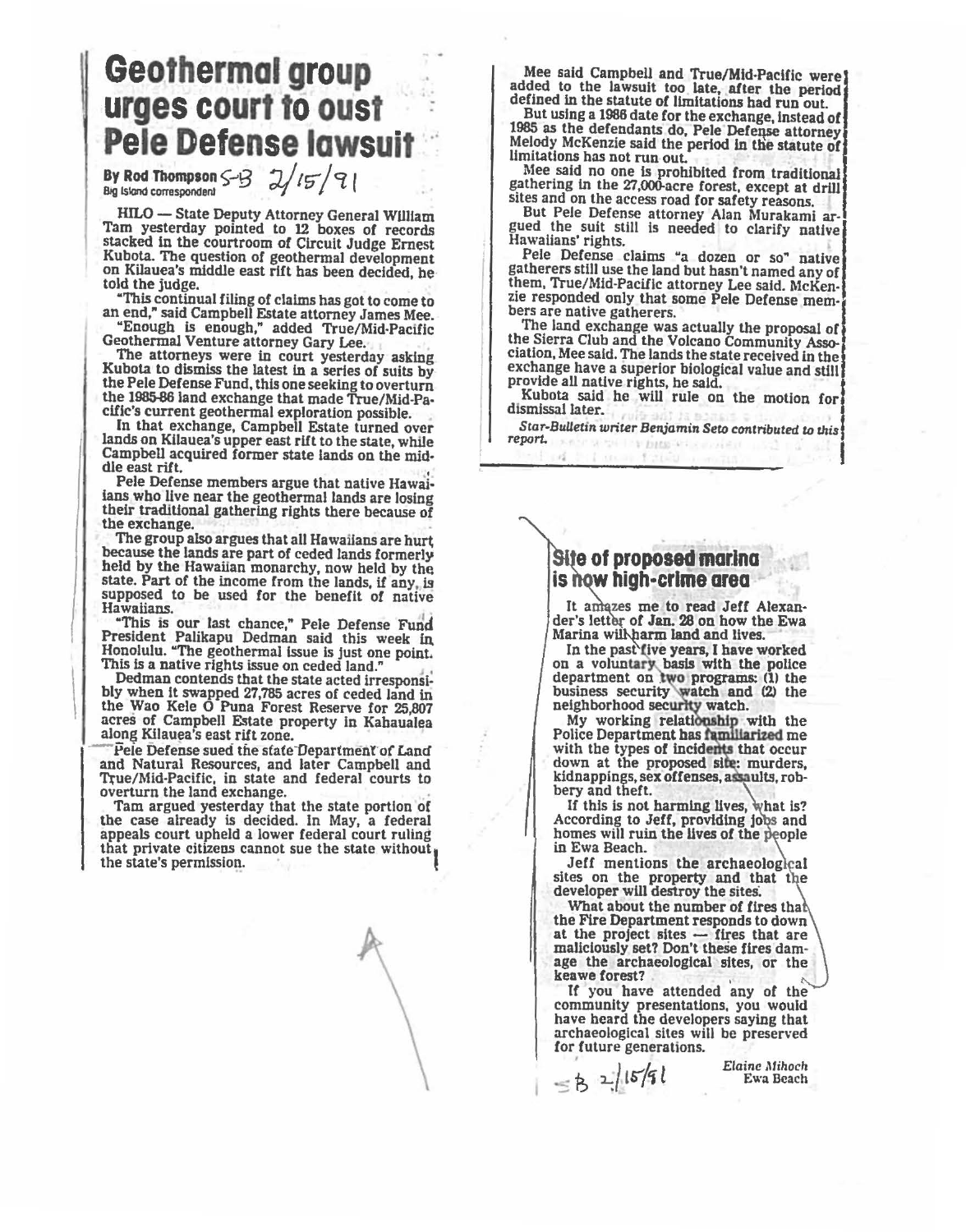# Geothermal group urges court to oust Pele Defense lawsuit

**By Rod Thompson** S-B 2/15/91
Big Island correspondent

HILO — State Deputy Attorney General William Tam yesterday pointed to 12 boxes of records stacked in the courtroom of Circuit Judge Ernest Kubota. The question of geothermal development on Kilauea's middle east rift has been decided, he told the judge.

"This continual filing of claims has got to come to an end," said Campbell Estate attorney James Mee.

"Enough is enough," added True/Mid-Pacific Geothermal Venture attorney Gary Lee.

The attorneys were in court yesterday asking Kubota to dismiss the latest in a series of suits by the Pele Defense Fund, this one seeking to overturn the 1985-86 land exchange that made True/Mid-Pacific's current geothermal exploration possible.

In that exchange, Campbell Estate turned over lands on Kilauea's upper east rift to the state, while Campbell acquired former state lands on the middle east rift.

Pele Defense members argue that native Hawaiians who live near the geothermal lands are losing their traditional gathering rights there because of the exchange.

The group also argues that all Hawaiians are hurt because the lands are part of ceded lands formerly held by the Hawaiian monarchy, now held by the state. Part of the income from the lands, if any, is supposed to be used for the benefit of native Hawaiians.

"This is our last chance," Pele Defense Fund President Palikapu Dedman said this week in Honolulu. "The geothermal issue is just one point. This is a native rights issue on ceded land."

Dedman contends that the state acted irresponsibly when it swapped 27,785 acres of ceded land in the Wao Kele O Puna Forest Reserve for 25,807 acres of Campbell Estate property in Kahaualea along Kilauea's east rift zone.

Pele Defense sued the state Department of Land and Natural Resources, and later Campbell and True/Mid-Pacific, in state and federal courts to overturn the land exchange.

Tam argued yesterday that the state portion of the case already is decided. In May, a federal appeals court upheld a lower federal court ruling that private citizens cannot sue the state without the state's permission.

Mee said Campbell and True/Mid-Pacific were added to the lawsuit too late, after the period defined in the statute of limitations had run out.

But using a 1986 date for the exchange, instead of 1985 as the defendants do, Pele Defense attorney Melody McKenzie said the period in the statute of limitations has not run out.

Mee said no one is prohibited from traditional gathering in the 27,000-acre forest, except at drill sites and on the access road for safety reasons.

But Pele Defense attorney Alan Murakami argued the suit still is needed to clarify native Hawaiians' rights.

Pele Defense claims "a dozen or so" native gatherers still use the land but hasn't named any of them, True/Mid-Pacific attorney Lee said. McKenzie responded only that some Pele Defense members are native gatherers.

The land exchange was actually the proposal of the Sierra Club and the Volcano Community Association, Mee said. The lands the state received in the exchange have a superior biological value and still provide all native rights, he said.

Kubota said he will rule on the motion for dismissal later.

*Star-Bulletin writer Benjamin Seto contributed to this report.*

---

## Site of proposed marina is now high-crime area

It amazes me to read Jeff Alexander's letter of Jan. 28 on how the Ewa Marina will harm land and lives.

In the past five years, I have worked on a voluntary basis with the police department on two programs: (1) the business security watch and (2) the neighborhood security watch.

My working relationship with the Police Department has familiarized me with the types of incidents that occur down at the proposed site: murders, kidnappings, sex offenses, assaults, robbery and theft.

If this is not harming lives, what is? According to Jeff, providing jobs and homes will ruin the lives of the people in Ewa Beach.

Jeff mentions the archaeological sites on the property and that the developer will destroy the sites.

What about the number of fires that the Fire Department responds to down at the project sites — fires that are maliciously set? Don't these fires damage the archaeological sites, or the keawe forest?

If you have attended any of the community presentations, you would have heard the developers saying that archaeological sites will be preserved for future generations.

*Elaine Mihoch*
Ewa Beach

SB 2/15/91